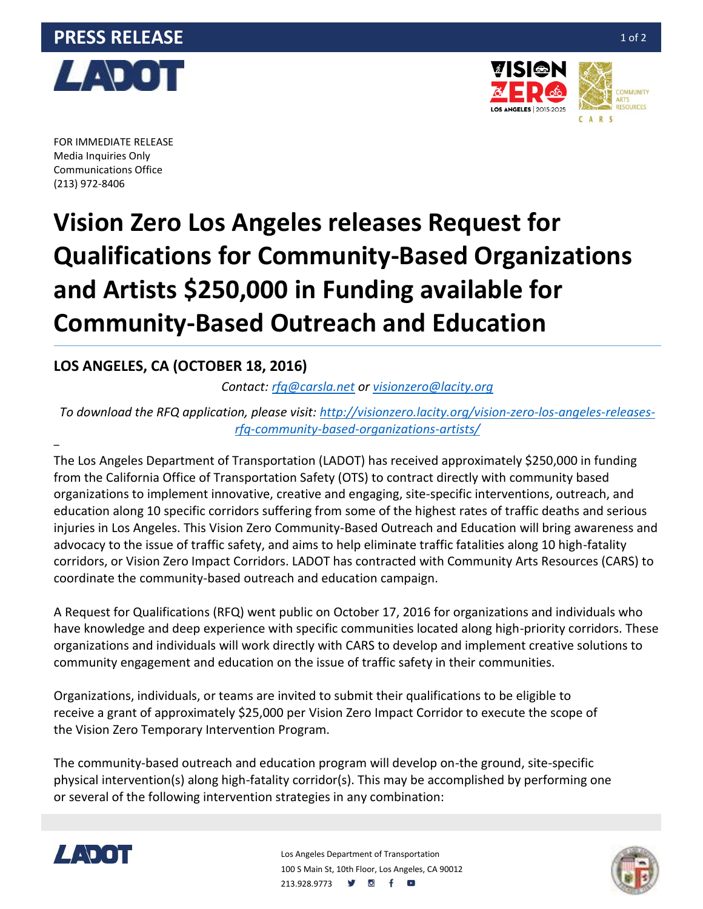**PRESS RELEASE**

FOR IMMEDIATE RELEASE
Media Inquiries Only
Communications Office
(213) 972-8406

# Vision Zero Los Angeles releases Request for Qualifications for Community-Based Organizations and Artists $250,000 in Funding available for Community-Based Outreach and Education

**LOS ANGELES, CA (OCTOBER 18, 2016)**

*Contact: rfq@carsla.net or visionzero@lacity.org*

*To download the RFQ application, please visit: http://visionzero.lacity.org/vision-zero-los-angeles-releases-rfq-community-based-organizations-artists/*

The Los Angeles Department of Transportation (LADOT) has received approximately $250,000 in funding from the California Office of Transportation Safety (OTS) to contract directly with community based organizations to implement innovative, creative and engaging, site-specific interventions, outreach, and education along 10 specific corridors suffering from some of the highest rates of traffic deaths and serious injuries in Los Angeles. This Vision Zero Community-Based Outreach and Education will bring awareness and advocacy to the issue of traffic safety, and aims to help eliminate traffic fatalities along 10 high-fatality corridors, or Vision Zero Impact Corridors. LADOT has contracted with Community Arts Resources (CARS) to coordinate the community-based outreach and education campaign.

A Request for Qualifications (RFQ) went public on October 17, 2016 for organizations and individuals who have knowledge and deep experience with specific communities located along high-priority corridors. These organizations and individuals will work directly with CARS to develop and implement creative solutions to community engagement and education on the issue of traffic safety in their communities.

Organizations, individuals, or teams are invited to submit their qualifications to be eligible to receive a grant of approximately $25,000 per Vision Zero Impact Corridor to execute the scope of the Vision Zero Temporary Intervention Program.

The community-based outreach and education program will develop on-the ground, site-specific physical intervention(s) along high-fatality corridor(s). This may be accomplished by performing one or several of the following intervention strategies in any combination:

Los Angeles Department of Transportation
100 S Main St, 10th Floor, Los Angeles, CA 90012
213.928.9773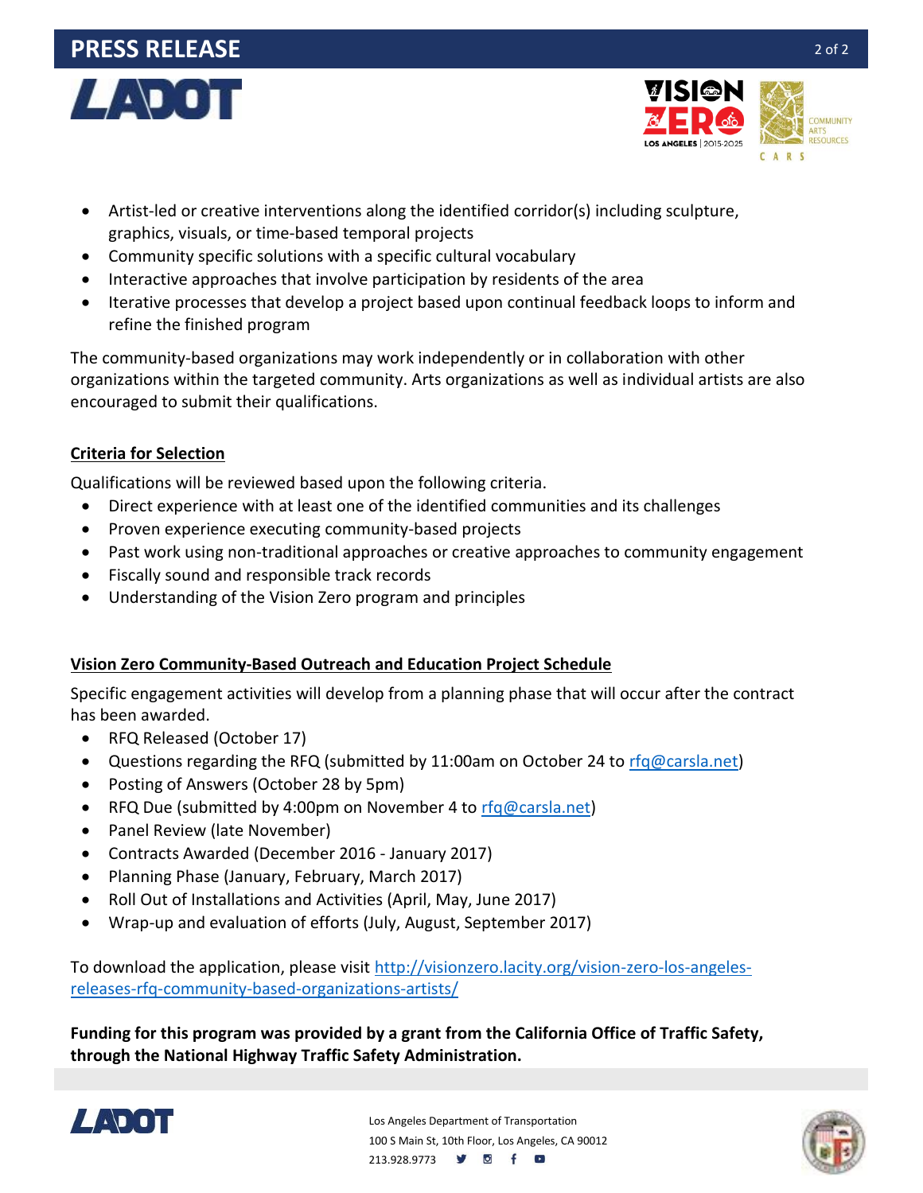- Artist-led or creative interventions along the identified corridor(s) including sculpture, graphics, visuals, or time-based temporal projects
- Community specific solutions with a specific cultural vocabulary
- Interactive approaches that involve participation by residents of the area
- Iterative processes that develop a project based upon continual feedback loops to inform and refine the finished program

The community-based organizations may work independently or in collaboration with other organizations within the targeted community. Arts organizations as well as individual artists are also encouraged to submit their qualifications.

**Criteria for Selection**

Qualifications will be reviewed based upon the following criteria.

- Direct experience with at least one of the identified communities and its challenges
- Proven experience executing community-based projects
- Past work using non-traditional approaches or creative approaches to community engagement
- Fiscally sound and responsible track records
- Understanding of the Vision Zero program and principles

**Vision Zero Community-Based Outreach and Education Project Schedule**

Specific engagement activities will develop from a planning phase that will occur after the contract has been awarded.

- RFQ Released (October 17)
- Questions regarding the RFQ (submitted by 11:00am on October 24 to rfq@carsla.net)
- Posting of Answers (October 28 by 5pm)
- RFQ Due (submitted by 4:00pm on November 4 to rfq@carsla.net)
- Panel Review (late November)
- Contracts Awarded (December 2016 - January 2017)
- Planning Phase (January, February, March 2017)
- Roll Out of Installations and Activities (April, May, June 2017)
- Wrap-up and evaluation of efforts (July, August, September 2017)

To download the application, please visit http://visionzero.lacity.org/vision-zero-los-angeles-releases-rfq-community-based-organizations-artists/

**Funding for this program was provided by a grant from the California Office of Traffic Safety, through the National Highway Traffic Safety Administration.**

Los Angeles Department of Transportation
100 S Main St, 10th Floor, Los Angeles, CA 90012
213.928.9773